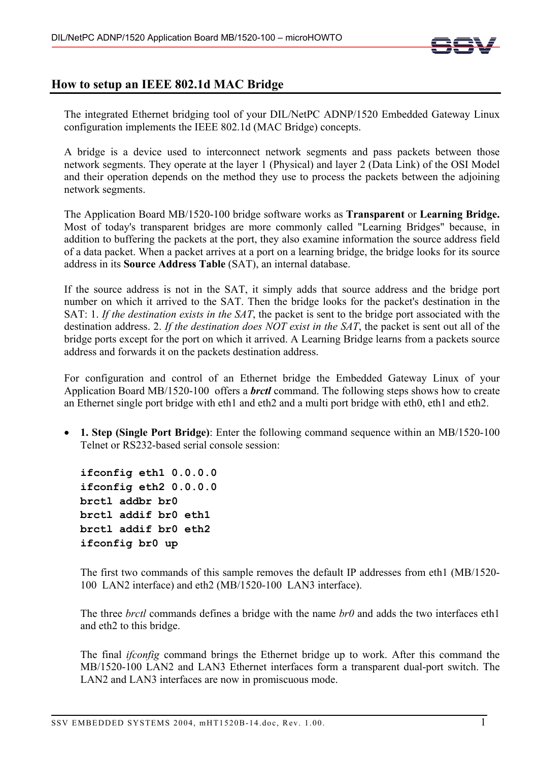## How to setup an IEEE 802.1d MAC Bridge

The integrated Ethernet bridging tool of your DIL/NetPC ADNP/1520 Embedded Gateway Linux configuration implements the IEEE 802.1d (MAC Bridge) concepts.

A bridge is a device used to interconnect network segments and pass packets between those network segments. They operate at the layer 1 (Physical) and layer 2 (Data Link) of the OSI Model and their operation depends on the method they use to process the packets between the adjoining network segments.

The Application Board MB/1520-100 bridge software works as **Transparent** or **Learning Bridge.** Most of today's transparent bridges are more commonly called "Learning Bridges" because, in addition to buffering the packets at the port, they also examine information the source address field of a data packet. When a packet arrives at a port on a learning bridge, the bridge looks for its source address in its **Source Address Table** (SAT), an internal database.

If the source address is not in the SAT, it simply adds that source address and the bridge port number on which it arrived to the SAT. Then the bridge looks for the packet's destination in the SAT: 1. *If the destination exists in the SAT*, the packet is sent to the bridge port associated with the destination address. 2. *If the destination does NOT exist in the SAT*, the packet is sent out all of the bridge ports except for the port on which it arrived. A Learning Bridge learns from a packets source address and forwards it on the packets destination address.

For configuration and control of an Ethernet bridge the Embedded Gateway Linux of your Application Board MB/1520-100 offers a ***brctl*** command. The following steps shows how to create an Ethernet single port bridge with eth1 and eth2 and a multi port bridge with eth0, eth1 and eth2.

- **1. Step (Single Port Bridge)**: Enter the following command sequence within an MB/1520-100 Telnet or RS232-based serial console session:

  ```
  ifconfig eth1 0.0.0.0
  ifconfig eth2 0.0.0.0
  brctl addbr br0
  brctl addif br0 eth1
  brctl addif br0 eth2
  ifconfig br0 up
  ```

  The first two commands of this sample removes the default IP addresses from eth1 (MB/1520-100 LAN2 interface) and eth2 (MB/1520-100 LAN3 interface).

  The three *brctl* commands defines a bridge with the name *br0* and adds the two interfaces eth1 and eth2 to this bridge.

  The final *ifconfig* command brings the Ethernet bridge up to work. After this command the MB/1520-100 LAN2 and LAN3 Ethernet interfaces form a transparent dual-port switch. The LAN2 and LAN3 interfaces are now in promiscuous mode.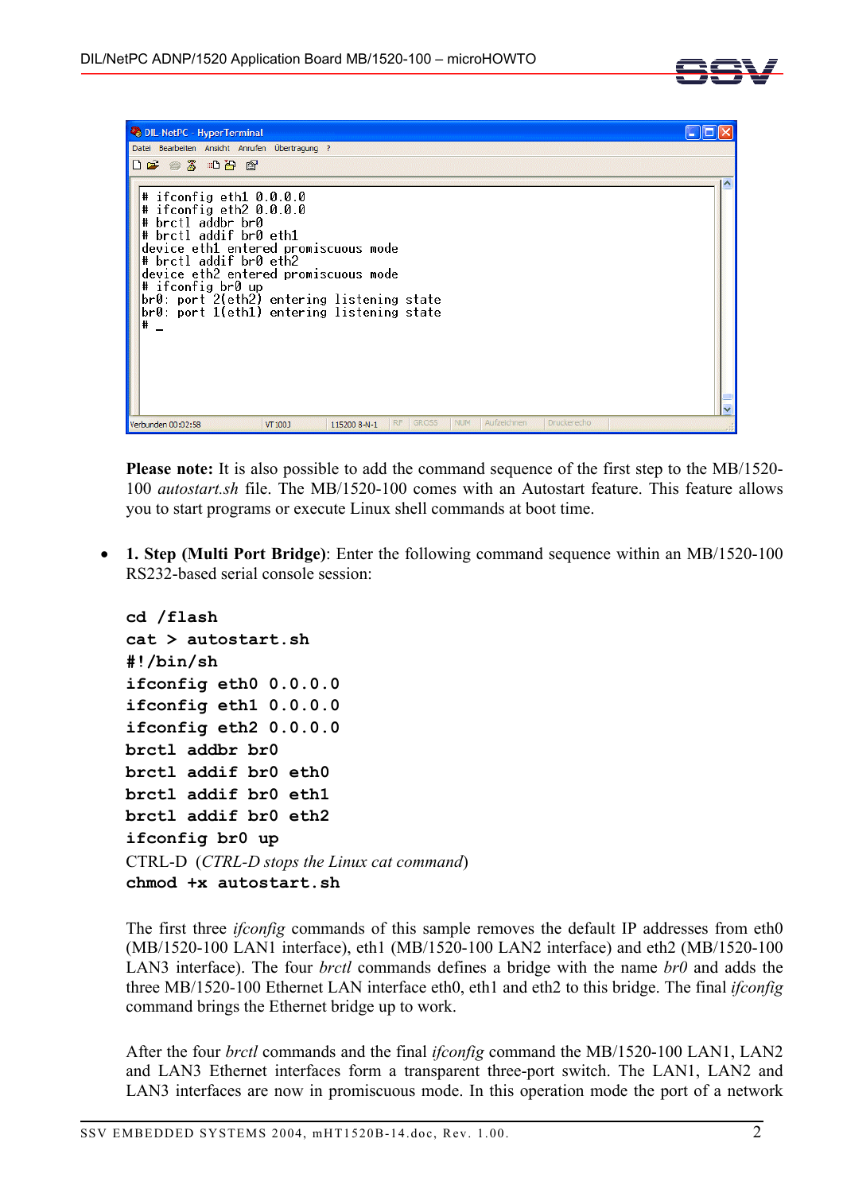```
# ifconfig eth1 0.0.0.0
# ifconfig eth2 0.0.0.0
# brctl addbr br0
# brctl addif br0 eth1
device eth1 entered promiscuous mode
# brctl addif br0 eth2
device eth2 entered promiscuous mode
# ifconfig br0 up
br0: port 2(eth2) entering listening state
br0: port 1(eth1) entering listening state
# _
```

**Please note:** It is also possible to add the command sequence of the first step to the MB/1520-100 *autostart.sh* file. The MB/1520-100 comes with an Autostart feature. This feature allows you to start programs or execute Linux shell commands at boot time.

- **1. Step (Multi Port Bridge)**: Enter the following command sequence within an MB/1520-100 RS232-based serial console session:

```
cd /flash
cat > autostart.sh
#!/bin/sh
ifconfig eth0 0.0.0.0
ifconfig eth1 0.0.0.0
ifconfig eth2 0.0.0.0
brctl addbr br0
brctl addif br0 eth0
brctl addif br0 eth1
brctl addif br0 eth2
ifconfig br0 up
```

CTRL-D (*CTRL-D stops the Linux cat command*)

```
chmod +x autostart.sh
```

The first three *ifconfig* commands of this sample removes the default IP addresses from eth0 (MB/1520-100 LAN1 interface), eth1 (MB/1520-100 LAN2 interface) and eth2 (MB/1520-100 LAN3 interface). The four *brctl* commands defines a bridge with the name *br0* and adds the three MB/1520-100 Ethernet LAN interface eth0, eth1 and eth2 to this bridge. The final *ifconfig* command brings the Ethernet bridge up to work.

After the four *brctl* commands and the final *ifconfig* command the MB/1520-100 LAN1, LAN2 and LAN3 Ethernet interfaces form a transparent three-port switch. The LAN1, LAN2 and LAN3 interfaces are now in promiscuous mode. In this operation mode the port of a network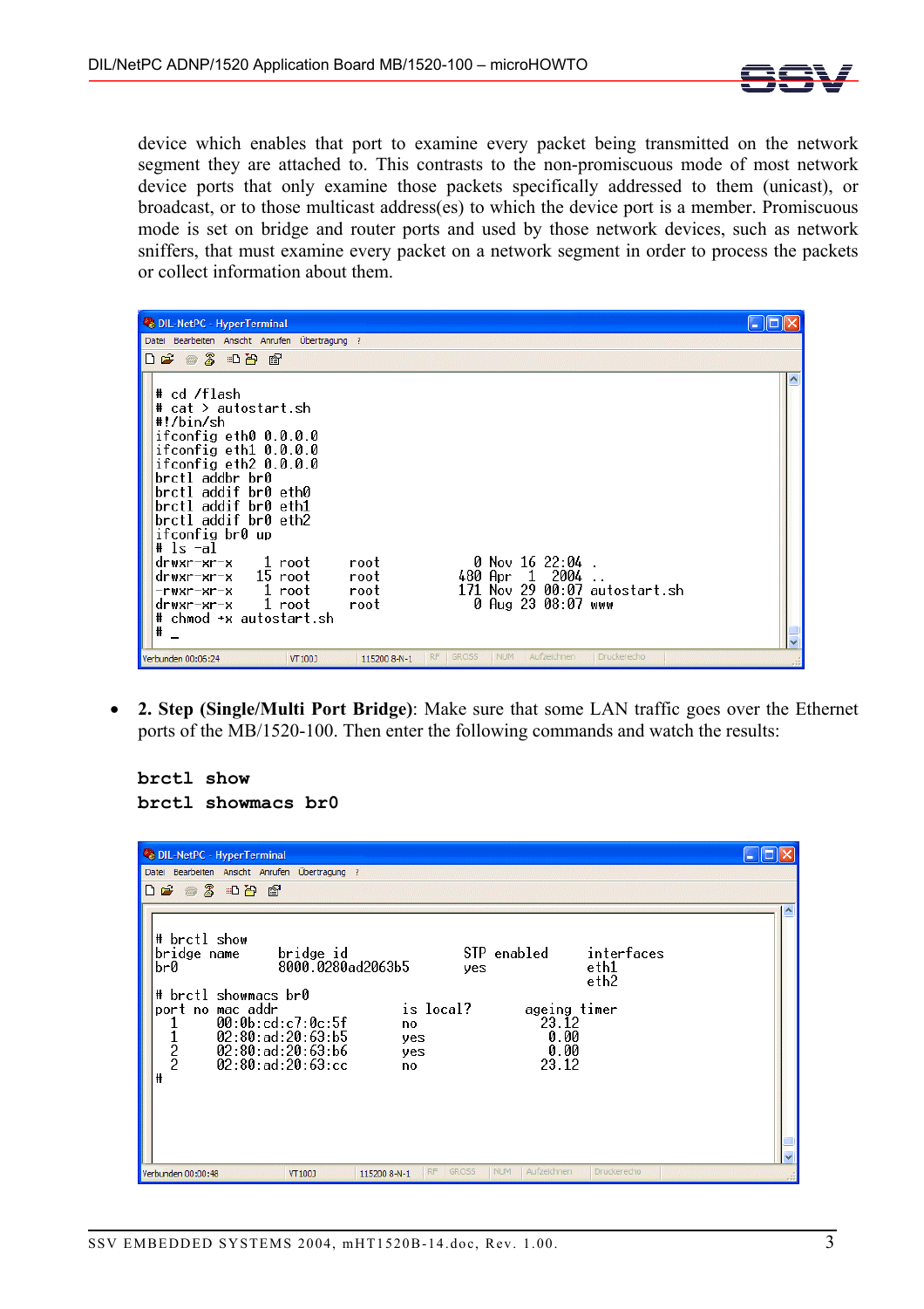device which enables that port to examine every packet being transmitted on the network segment they are attached to. This contrasts to the non-promiscuous mode of most network device ports that only examine those packets specifically addressed to them (unicast), or broadcast, or to those multicast address(es) to which the device port is a member. Promiscuous mode is set on bridge and router ports and used by those network devices, such as network sniffers, that must examine every packet on a network segment in order to process the packets or collect information about them.

```
# cd /flash
# cat > autostart.sh
#!/bin/sh
ifconfig eth0 0.0.0.0
ifconfig eth1 0.0.0.0
ifconfig eth2 0.0.0.0
brctl addbr br0
brctl addif br0 eth0
brctl addif br0 eth1
brctl addif br0 eth2
ifconfig br0 up
# ls -al
drwxr-xr-x    1 root     root            0 Nov 16 22:04 .
drwxr-xr-x   15 root     root          480 Apr  1  2004 ..
-rwxr-xr-x    1 root     root          171 Nov 29 00:07 autostart.sh
drwxr-xr-x    1 root     root            0 Aug 23 08:07 www
# chmod +x autostart.sh
# _
```

- **2. Step (Single/Multi Port Bridge)**: Make sure that some LAN traffic goes over the Ethernet ports of the MB/1520-100. Then enter the following commands and watch the results:

```
brctl show
brctl showmacs br0
```

```
# brctl show
bridge name     bridge id               STP enabled     interfaces
br0             8000.0280ad2063b5       yes             eth1
                                                        eth2
# brctl showmacs br0
port no mac addr                is local?       ageing timer
  1     00:0b:cd:c7:0c:5f       no                23.12
  1     02:80:ad:20:63:b5       yes                0.00
  2     02:80:ad:20:63:b6       yes                0.00
  2     02:80:ad:20:63:cc       no                23.12
#
```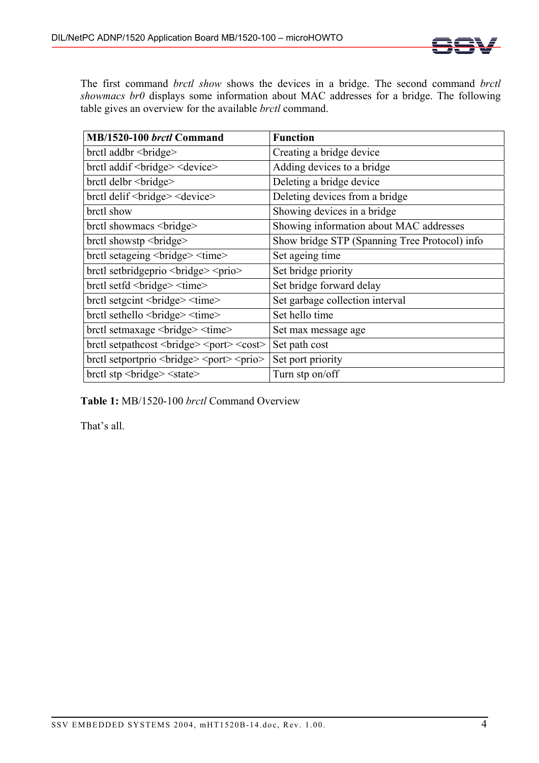The first command *brctl show* shows the devices in a bridge. The second command *brctl showmacs br0* displays some information about MAC addresses for a bridge. The following table gives an overview for the available *brctl* command.

| **MB/1520-100 *brctl* Command** | **Function** |
|---|---|
| brctl addbr <bridge> | Creating a bridge device |
| brctl addif <bridge> <device> | Adding devices to a bridge |
| brctl delbr <bridge> | Deleting a bridge device |
| brctl delif <bridge> <device> | Deleting devices from a bridge |
| brctl show | Showing devices in a bridge |
| brctl showmacs <bridge> | Showing information about MAC addresses |
| brctl showstp <bridge> | Show bridge STP (Spanning Tree Protocol) info |
| brctl setageing <bridge> <time> | Set ageing time |
| brctl setbridgeprio <bridge> <prio> | Set bridge priority |
| brctl setfd <bridge> <time> | Set bridge forward delay |
| brctl setgcint <bridge> <time> | Set garbage collection interval |
| brctl sethello <bridge> <time> | Set hello time |
| brctl setmaxage <bridge> <time> | Set max message age |
| brctl setpathcost <bridge> <port> <cost> | Set path cost |
| brctl setportprio <bridge> <port> <prio> | Set port priority |
| brctl stp <bridge> <state> | Turn stp on/off |

**Table 1:** MB/1520-100 *brctl* Command Overview

That's all.